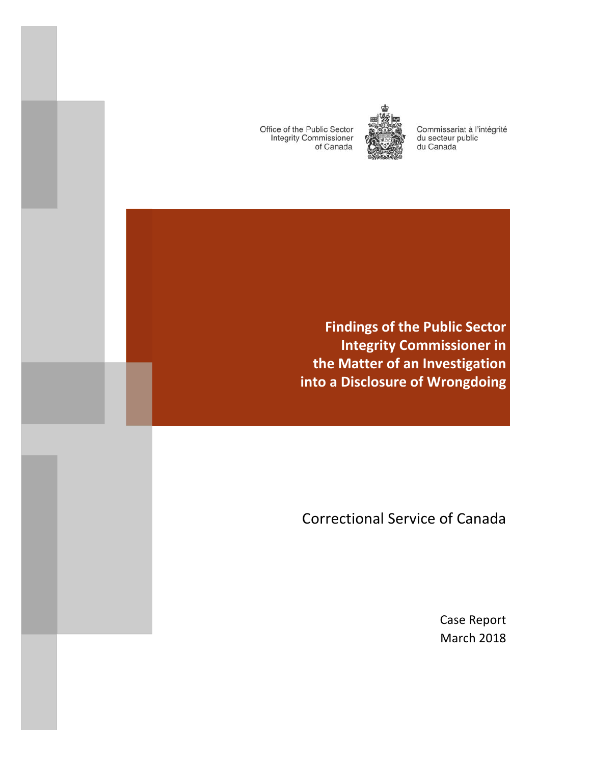Office of the Public Sector Integrity Commissioner of Canada

Commissariat à l'intégrité du secteur public du Canada

# Findings of the Public Sector Integrity Commissioner in the Matter of an Investigation into a Disclosure of Wrongdoing

## Correctional Service of Canada

Case Report
March 2018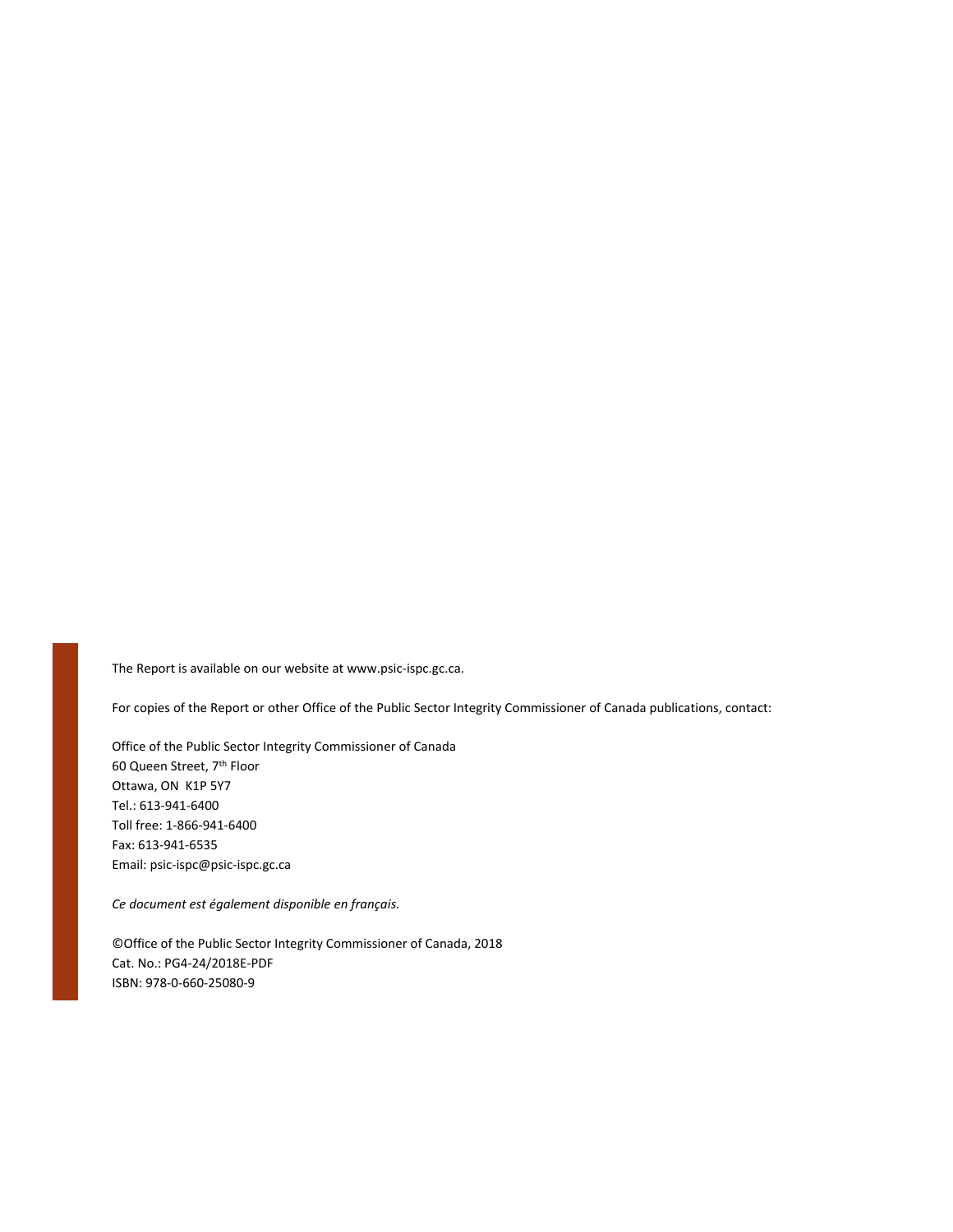The Report is available on our website at www.psic-ispc.gc.ca.

For copies of the Report or other Office of the Public Sector Integrity Commissioner of Canada publications, contact:

Office of the Public Sector Integrity Commissioner of Canada
60 Queen Street, 7th Floor
Ottawa, ON K1P 5Y7
Tel.: 613-941-6400
Toll free: 1-866-941-6400
Fax: 613-941-6535
Email: psic-ispc@psic-ispc.gc.ca

*Ce document est également disponible en français.*

©Office of the Public Sector Integrity Commissioner of Canada, 2018
Cat. No.: PG4-24/2018E-PDF
ISBN: 978-0-660-25080-9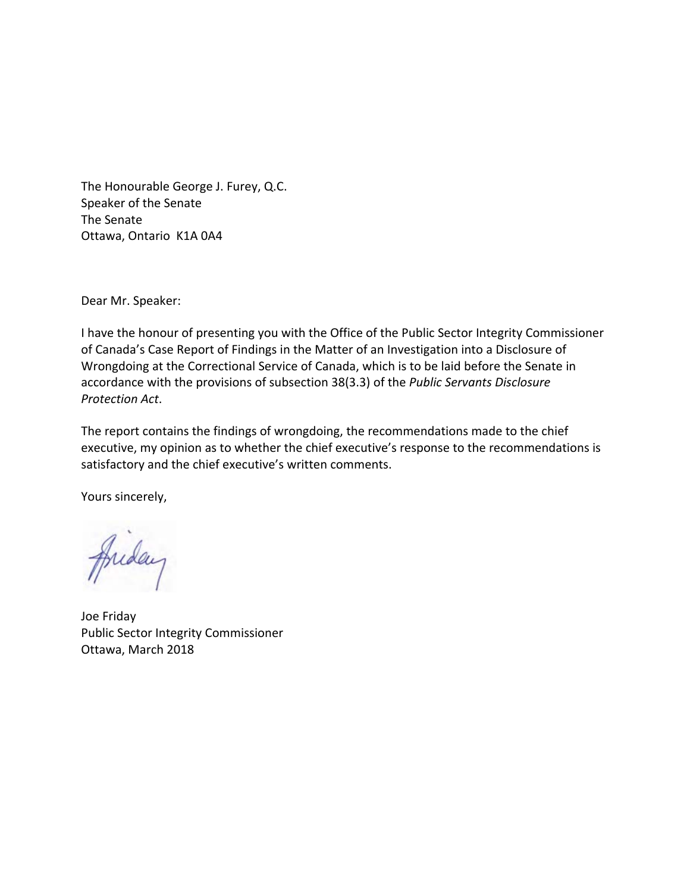The Honourable George J. Furey, Q.C.
Speaker of the Senate
The Senate
Ottawa, Ontario  K1A 0A4

Dear Mr. Speaker:

I have the honour of presenting you with the Office of the Public Sector Integrity Commissioner of Canada's Case Report of Findings in the Matter of an Investigation into a Disclosure of Wrongdoing at the Correctional Service of Canada, which is to be laid before the Senate in accordance with the provisions of subsection 38(3.3) of the *Public Servants Disclosure Protection Act*.

The report contains the findings of wrongdoing, the recommendations made to the chief executive, my opinion as to whether the chief executive's response to the recommendations is satisfactory and the chief executive's written comments.

Yours sincerely,

Joe Friday
Public Sector Integrity Commissioner
Ottawa, March 2018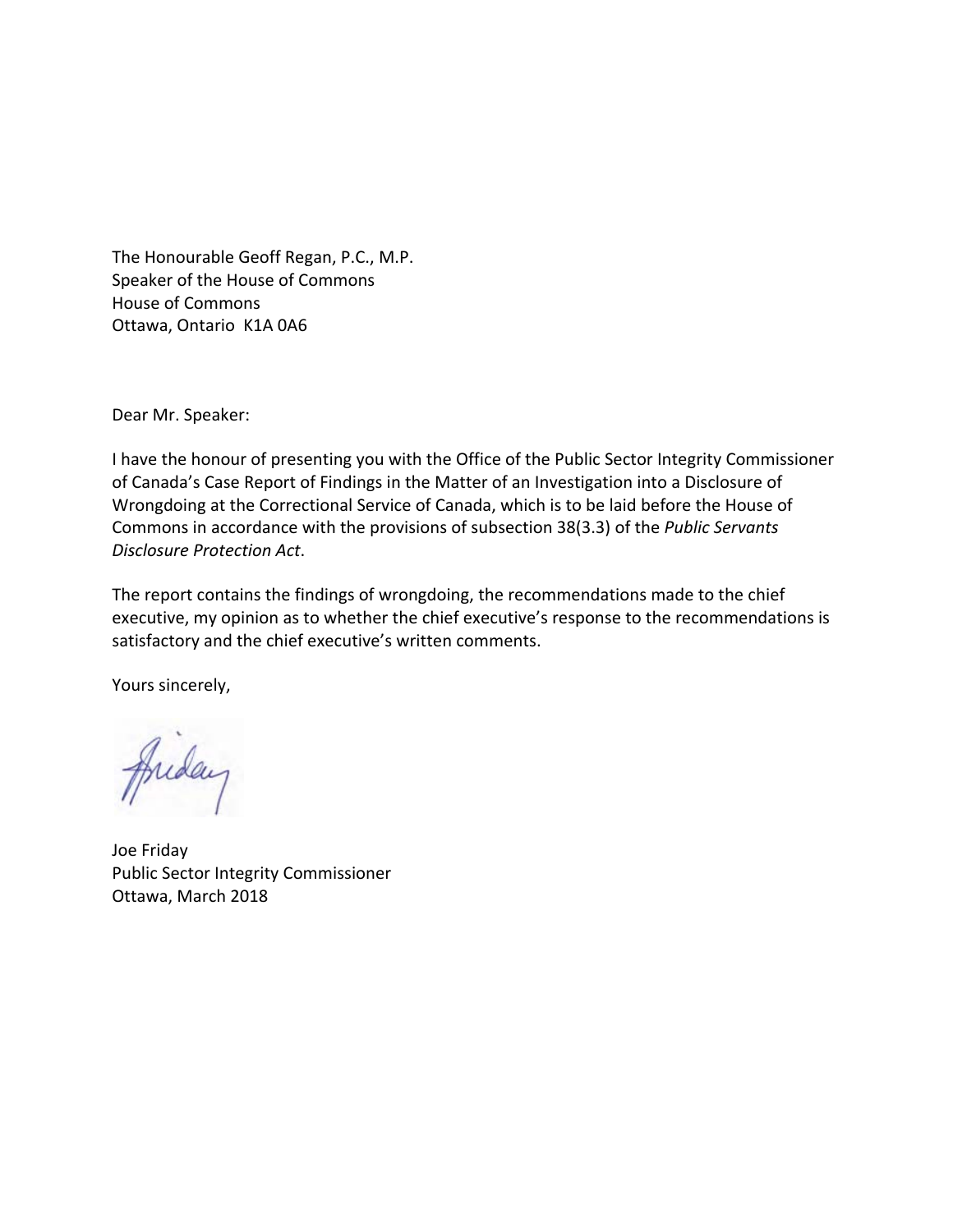The Honourable Geoff Regan, P.C., M.P.
Speaker of the House of Commons
House of Commons
Ottawa, Ontario  K1A 0A6

Dear Mr. Speaker:

I have the honour of presenting you with the Office of the Public Sector Integrity Commissioner of Canada's Case Report of Findings in the Matter of an Investigation into a Disclosure of Wrongdoing at the Correctional Service of Canada, which is to be laid before the House of Commons in accordance with the provisions of subsection 38(3.3) of the *Public Servants Disclosure Protection Act*.

The report contains the findings of wrongdoing, the recommendations made to the chief executive, my opinion as to whether the chief executive's response to the recommendations is satisfactory and the chief executive's written comments.

Yours sincerely,

Joe Friday
Public Sector Integrity Commissioner
Ottawa, March 2018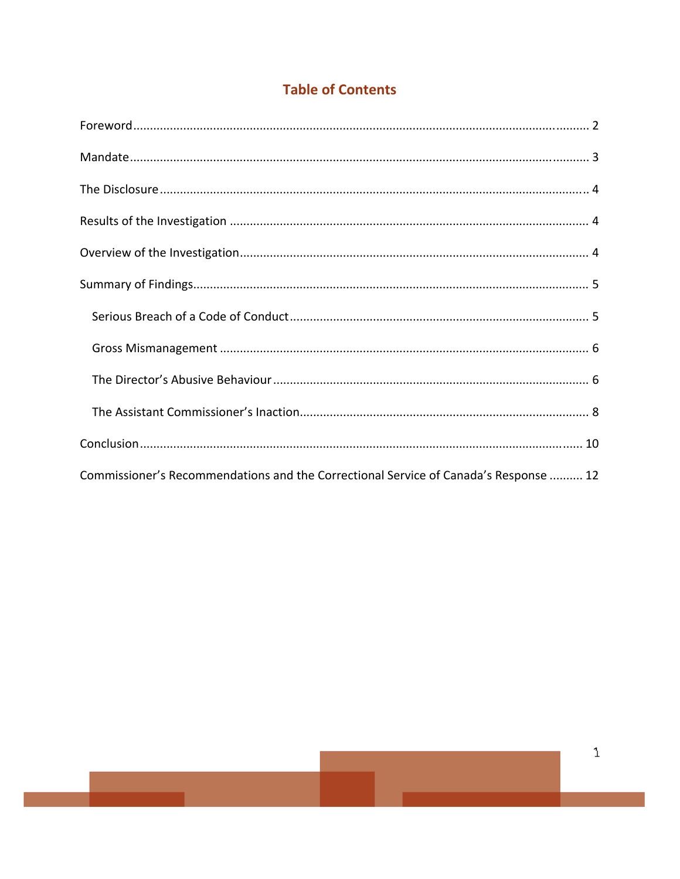## Table of Contents

Foreword .......... 2

Mandate .......... 3

The Disclosure .......... 4

Results of the Investigation .......... 4

Overview of the Investigation .......... 4

Summary of Findings .......... 5

- Serious Breach of a Code of Conduct .......... 5
- Gross Mismanagement .......... 6
- The Director's Abusive Behaviour .......... 6
- The Assistant Commissioner's Inaction .......... 8

Conclusion .......... 10

Commissioner's Recommendations and the Correctional Service of Canada's Response .......... 12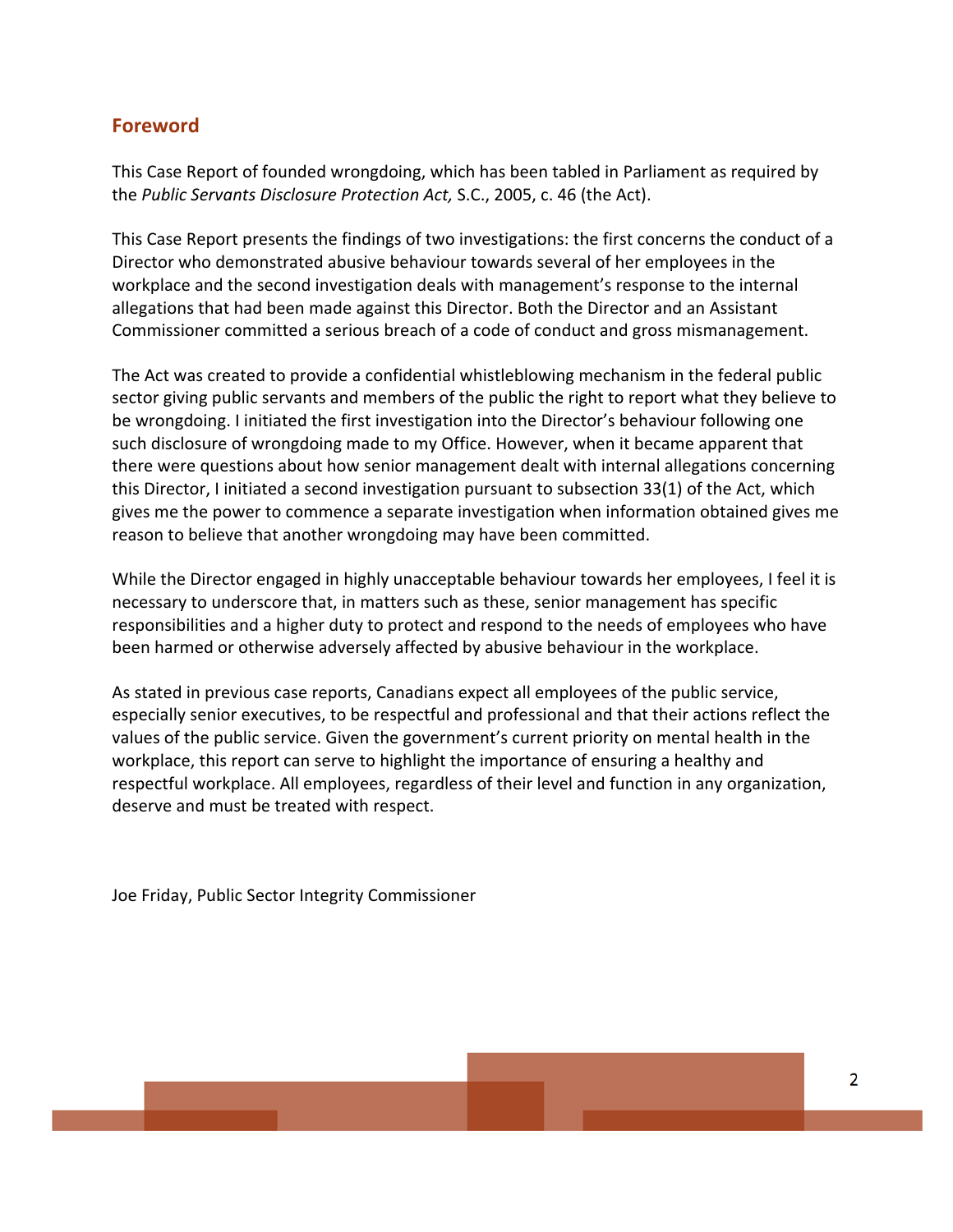## Foreword

This Case Report of founded wrongdoing, which has been tabled in Parliament as required by the *Public Servants Disclosure Protection Act,* S.C., 2005, c. 46 (the Act).

This Case Report presents the findings of two investigations: the first concerns the conduct of a Director who demonstrated abusive behaviour towards several of her employees in the workplace and the second investigation deals with management's response to the internal allegations that had been made against this Director. Both the Director and an Assistant Commissioner committed a serious breach of a code of conduct and gross mismanagement.

The Act was created to provide a confidential whistleblowing mechanism in the federal public sector giving public servants and members of the public the right to report what they believe to be wrongdoing. I initiated the first investigation into the Director's behaviour following one such disclosure of wrongdoing made to my Office. However, when it became apparent that there were questions about how senior management dealt with internal allegations concerning this Director, I initiated a second investigation pursuant to subsection 33(1) of the Act, which gives me the power to commence a separate investigation when information obtained gives me reason to believe that another wrongdoing may have been committed.

While the Director engaged in highly unacceptable behaviour towards her employees, I feel it is necessary to underscore that, in matters such as these, senior management has specific responsibilities and a higher duty to protect and respond to the needs of employees who have been harmed or otherwise adversely affected by abusive behaviour in the workplace.

As stated in previous case reports, Canadians expect all employees of the public service, especially senior executives, to be respectful and professional and that their actions reflect the values of the public service. Given the government's current priority on mental health in the workplace, this report can serve to highlight the importance of ensuring a healthy and respectful workplace. All employees, regardless of their level and function in any organization, deserve and must be treated with respect.

Joe Friday, Public Sector Integrity Commissioner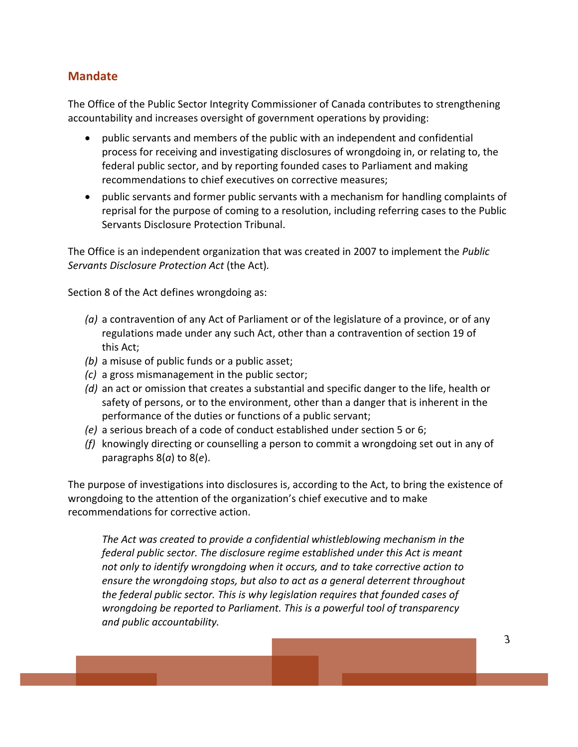## Mandate

The Office of the Public Sector Integrity Commissioner of Canada contributes to strengthening accountability and increases oversight of government operations by providing:

- public servants and members of the public with an independent and confidential process for receiving and investigating disclosures of wrongdoing in, or relating to, the federal public sector, and by reporting founded cases to Parliament and making recommendations to chief executives on corrective measures;
- public servants and former public servants with a mechanism for handling complaints of reprisal for the purpose of coming to a resolution, including referring cases to the Public Servants Disclosure Protection Tribunal.

The Office is an independent organization that was created in 2007 to implement the *Public Servants Disclosure Protection Act* (the Act).

Section 8 of the Act defines wrongdoing as:

*(a)* a contravention of any Act of Parliament or of the legislature of a province, or of any regulations made under any such Act, other than a contravention of section 19 of this Act;
*(b)* a misuse of public funds or a public asset;
*(c)* a gross mismanagement in the public sector;
*(d)* an act or omission that creates a substantial and specific danger to the life, health or safety of persons, or to the environment, other than a danger that is inherent in the performance of the duties or functions of a public servant;
*(e)* a serious breach of a code of conduct established under section 5 or 6;
*(f)* knowingly directing or counselling a person to commit a wrongdoing set out in any of paragraphs 8(*a*) to 8(*e*).

The purpose of investigations into disclosures is, according to the Act, to bring the existence of wrongdoing to the attention of the organization's chief executive and to make recommendations for corrective action.

> *The Act was created to provide a confidential whistleblowing mechanism in the federal public sector. The disclosure regime established under this Act is meant not only to identify wrongdoing when it occurs, and to take corrective action to ensure the wrongdoing stops, but also to act as a general deterrent throughout the federal public sector. This is why legislation requires that founded cases of wrongdoing be reported to Parliament. This is a powerful tool of transparency and public accountability.*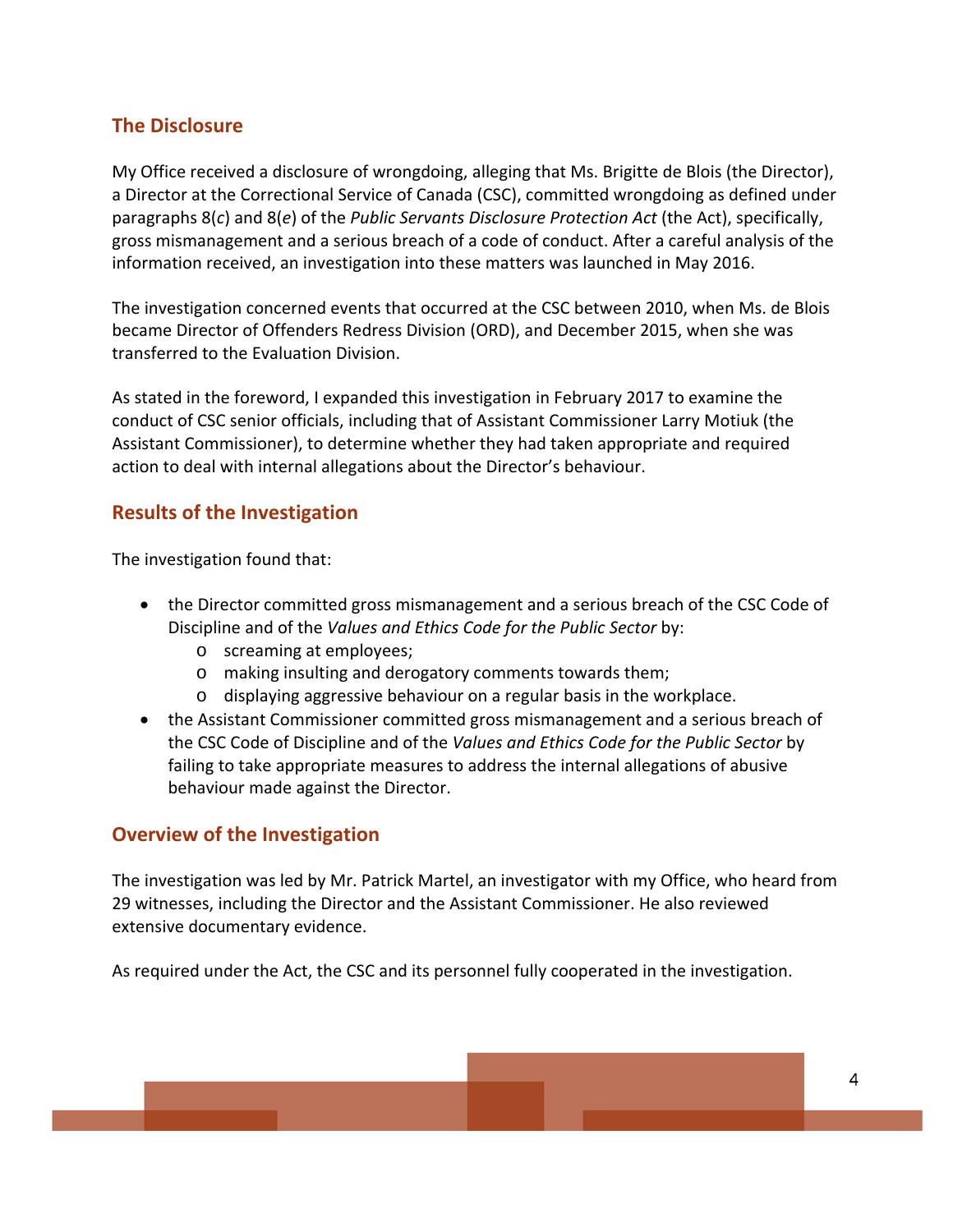## The Disclosure

My Office received a disclosure of wrongdoing, alleging that Ms. Brigitte de Blois (the Director), a Director at the Correctional Service of Canada (CSC), committed wrongdoing as defined under paragraphs 8(*c*) and 8(*e*) of the *Public Servants Disclosure Protection Act* (the Act), specifically, gross mismanagement and a serious breach of a code of conduct. After a careful analysis of the information received, an investigation into these matters was launched in May 2016.

The investigation concerned events that occurred at the CSC between 2010, when Ms. de Blois became Director of Offenders Redress Division (ORD), and December 2015, when she was transferred to the Evaluation Division.

As stated in the foreword, I expanded this investigation in February 2017 to examine the conduct of CSC senior officials, including that of Assistant Commissioner Larry Motiuk (the Assistant Commissioner), to determine whether they had taken appropriate and required action to deal with internal allegations about the Director's behaviour.

## Results of the Investigation

The investigation found that:

- the Director committed gross mismanagement and a serious breach of the CSC Code of Discipline and of the *Values and Ethics Code for the Public Sector* by:
    - screaming at employees;
    - making insulting and derogatory comments towards them;
    - displaying aggressive behaviour on a regular basis in the workplace.
- the Assistant Commissioner committed gross mismanagement and a serious breach of the CSC Code of Discipline and of the *Values and Ethics Code for the Public Sector* by failing to take appropriate measures to address the internal allegations of abusive behaviour made against the Director.

## Overview of the Investigation

The investigation was led by Mr. Patrick Martel, an investigator with my Office, who heard from 29 witnesses, including the Director and the Assistant Commissioner. He also reviewed extensive documentary evidence.

As required under the Act, the CSC and its personnel fully cooperated in the investigation.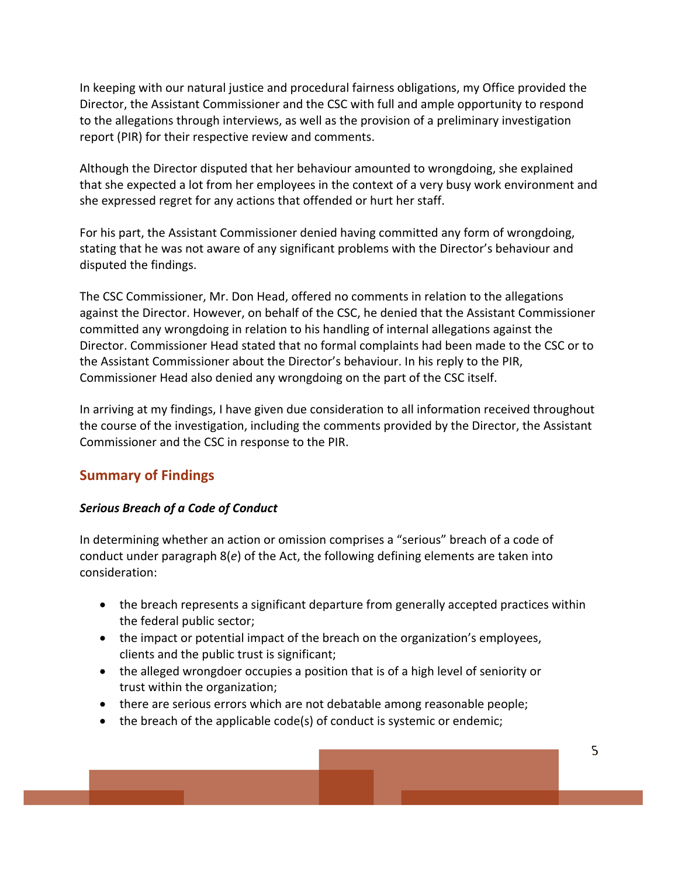In keeping with our natural justice and procedural fairness obligations, my Office provided the Director, the Assistant Commissioner and the CSC with full and ample opportunity to respond to the allegations through interviews, as well as the provision of a preliminary investigation report (PIR) for their respective review and comments.

Although the Director disputed that her behaviour amounted to wrongdoing, she explained that she expected a lot from her employees in the context of a very busy work environment and she expressed regret for any actions that offended or hurt her staff.

For his part, the Assistant Commissioner denied having committed any form of wrongdoing, stating that he was not aware of any significant problems with the Director's behaviour and disputed the findings.

The CSC Commissioner, Mr. Don Head, offered no comments in relation to the allegations against the Director. However, on behalf of the CSC, he denied that the Assistant Commissioner committed any wrongdoing in relation to his handling of internal allegations against the Director. Commissioner Head stated that no formal complaints had been made to the CSC or to the Assistant Commissioner about the Director's behaviour. In his reply to the PIR, Commissioner Head also denied any wrongdoing on the part of the CSC itself.

In arriving at my findings, I have given due consideration to all information received throughout the course of the investigation, including the comments provided by the Director, the Assistant Commissioner and the CSC in response to the PIR.

## Summary of Findings

### *Serious Breach of a Code of Conduct*

In determining whether an action or omission comprises a "serious" breach of a code of conduct under paragraph 8(*e*) of the Act, the following defining elements are taken into consideration:

- the breach represents a significant departure from generally accepted practices within the federal public sector;
- the impact or potential impact of the breach on the organization's employees, clients and the public trust is significant;
- the alleged wrongdoer occupies a position that is of a high level of seniority or trust within the organization;
- there are serious errors which are not debatable among reasonable people;
- the breach of the applicable code(s) of conduct is systemic or endemic;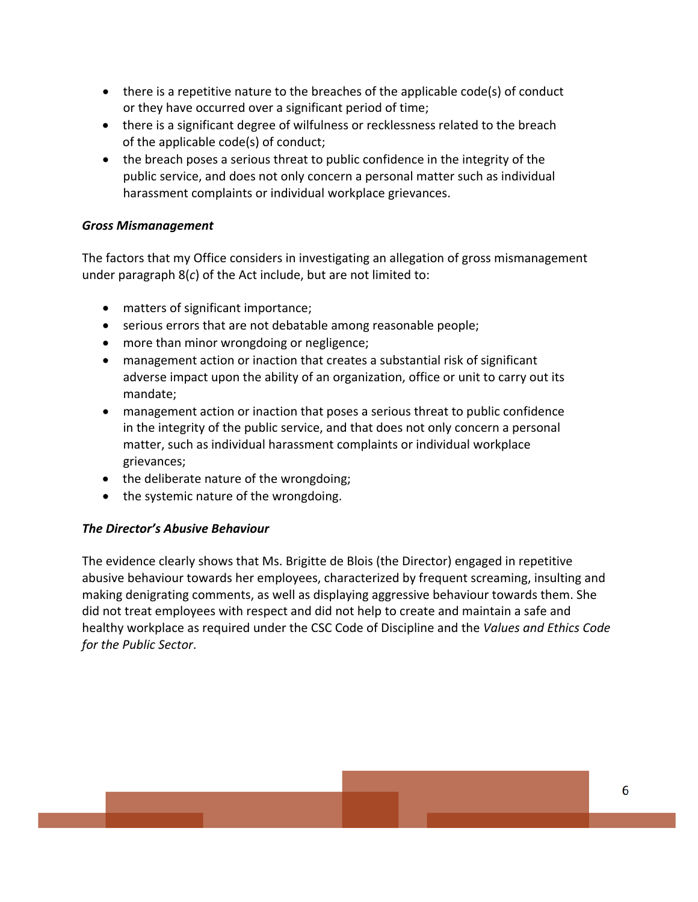- there is a repetitive nature to the breaches of the applicable code(s) of conduct or they have occurred over a significant period of time;
- there is a significant degree of wilfulness or recklessness related to the breach of the applicable code(s) of conduct;
- the breach poses a serious threat to public confidence in the integrity of the public service, and does not only concern a personal matter such as individual harassment complaints or individual workplace grievances.

### *Gross Mismanagement*

The factors that my Office considers in investigating an allegation of gross mismanagement under paragraph 8(*c*) of the Act include, but are not limited to:

- matters of significant importance;
- serious errors that are not debatable among reasonable people;
- more than minor wrongdoing or negligence;
- management action or inaction that creates a substantial risk of significant adverse impact upon the ability of an organization, office or unit to carry out its mandate;
- management action or inaction that poses a serious threat to public confidence in the integrity of the public service, and that does not only concern a personal matter, such as individual harassment complaints or individual workplace grievances;
- the deliberate nature of the wrongdoing;
- the systemic nature of the wrongdoing.

### *The Director's Abusive Behaviour*

The evidence clearly shows that Ms. Brigitte de Blois (the Director) engaged in repetitive abusive behaviour towards her employees, characterized by frequent screaming, insulting and making denigrating comments, as well as displaying aggressive behaviour towards them. She did not treat employees with respect and did not help to create and maintain a safe and healthy workplace as required under the CSC Code of Discipline and the *Values and Ethics Code for the Public Sector*.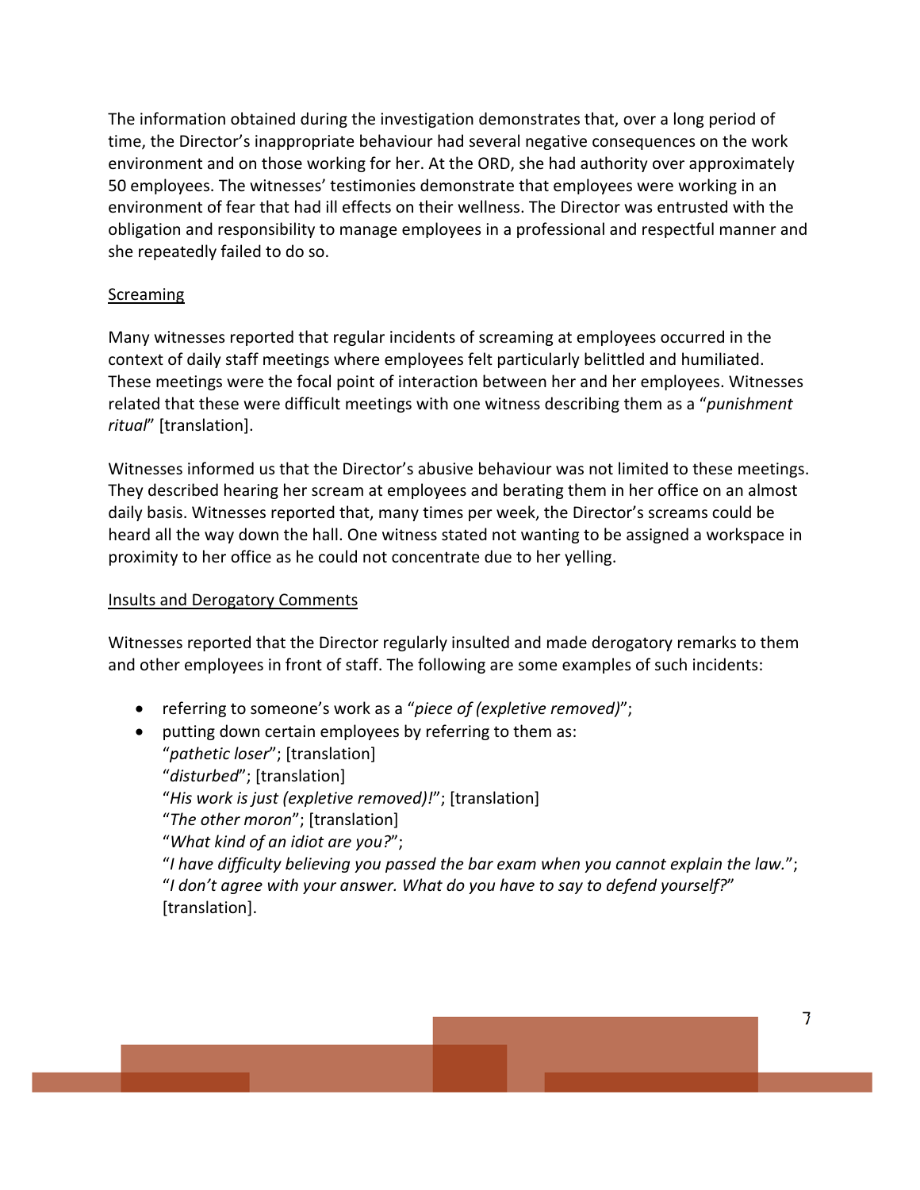The information obtained during the investigation demonstrates that, over a long period of time, the Director's inappropriate behaviour had several negative consequences on the work environment and on those working for her. At the ORD, she had authority over approximately 50 employees. The witnesses' testimonies demonstrate that employees were working in an environment of fear that had ill effects on their wellness. The Director was entrusted with the obligation and responsibility to manage employees in a professional and respectful manner and she repeatedly failed to do so.

<u>Screaming</u>

Many witnesses reported that regular incidents of screaming at employees occurred in the context of daily staff meetings where employees felt particularly belittled and humiliated. These meetings were the focal point of interaction between her and her employees. Witnesses related that these were difficult meetings with one witness describing them as a "*punishment ritual*" [translation].

Witnesses informed us that the Director's abusive behaviour was not limited to these meetings. They described hearing her scream at employees and berating them in her office on an almost daily basis. Witnesses reported that, many times per week, the Director's screams could be heard all the way down the hall. One witness stated not wanting to be assigned a workspace in proximity to her office as he could not concentrate due to her yelling.

<u>Insults and Derogatory Comments</u>

Witnesses reported that the Director regularly insulted and made derogatory remarks to them and other employees in front of staff. The following are some examples of such incidents:

- referring to someone's work as a "*piece of (expletive removed)*";
- putting down certain employees by referring to them as:
  "*pathetic loser*"; [translation]
  "*disturbed*"; [translation]
  "*His work is just (expletive removed)!*"; [translation]
  "*The other moron*"; [translation]
  "*What kind of an idiot are you?*";
  "*I have difficulty believing you passed the bar exam when you cannot explain the law.*";
  "*I don't agree with your answer. What do you have to say to defend yourself?*" [translation].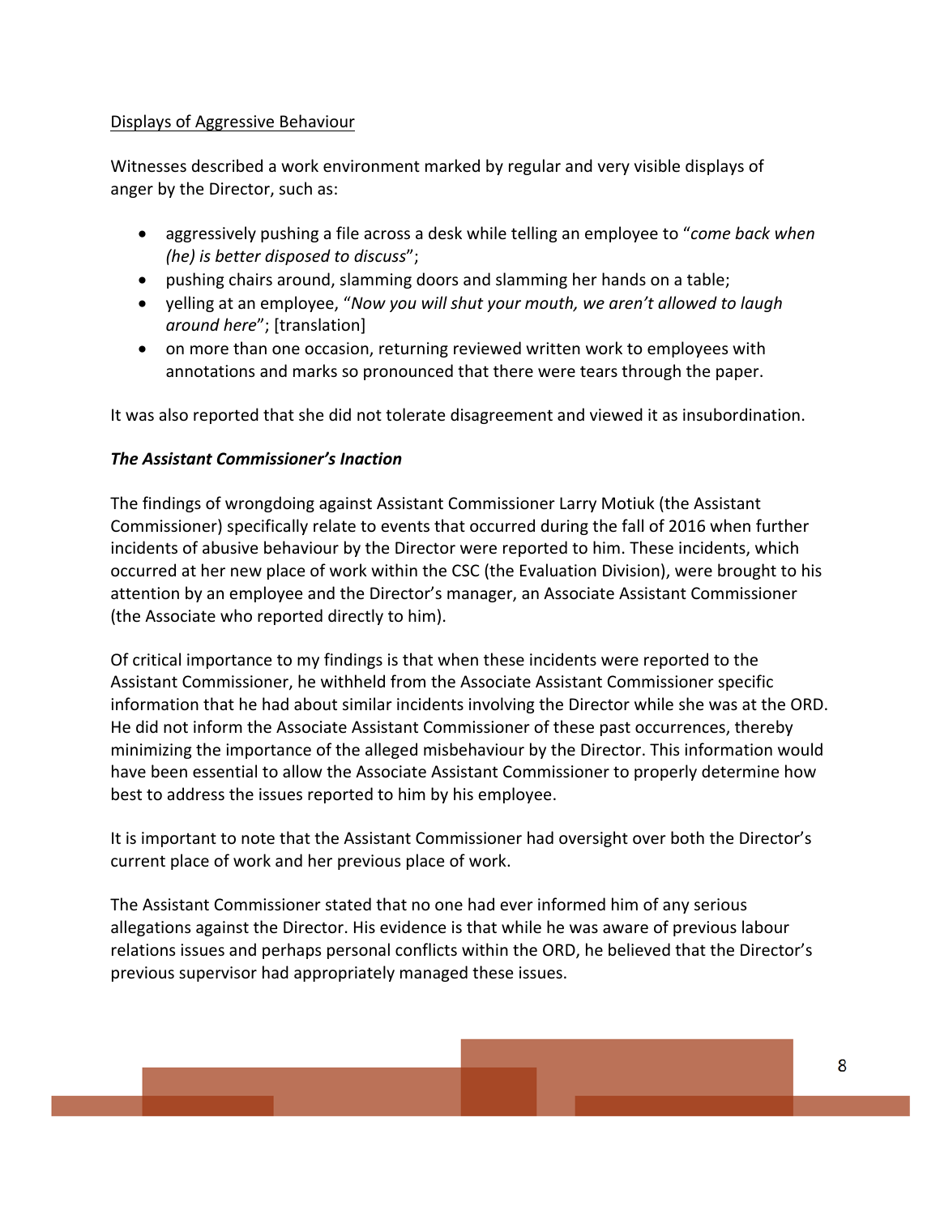<u>Displays of Aggressive Behaviour</u>

Witnesses described a work environment marked by regular and very visible displays of anger by the Director, such as:

- aggressively pushing a file across a desk while telling an employee to "*come back when (he) is better disposed to discuss*";
- pushing chairs around, slamming doors and slamming her hands on a table;
- yelling at an employee, "*Now you will shut your mouth, we aren't allowed to laugh around here*"; [translation]
- on more than one occasion, returning reviewed written work to employees with annotations and marks so pronounced that there were tears through the paper.

It was also reported that she did not tolerate disagreement and viewed it as insubordination.

***The Assistant Commissioner's Inaction***

The findings of wrongdoing against Assistant Commissioner Larry Motiuk (the Assistant Commissioner) specifically relate to events that occurred during the fall of 2016 when further incidents of abusive behaviour by the Director were reported to him. These incidents, which occurred at her new place of work within the CSC (the Evaluation Division), were brought to his attention by an employee and the Director's manager, an Associate Assistant Commissioner (the Associate who reported directly to him).

Of critical importance to my findings is that when these incidents were reported to the Assistant Commissioner, he withheld from the Associate Assistant Commissioner specific information that he had about similar incidents involving the Director while she was at the ORD. He did not inform the Associate Assistant Commissioner of these past occurrences, thereby minimizing the importance of the alleged misbehaviour by the Director. This information would have been essential to allow the Associate Assistant Commissioner to properly determine how best to address the issues reported to him by his employee.

It is important to note that the Assistant Commissioner had oversight over both the Director's current place of work and her previous place of work.

The Assistant Commissioner stated that no one had ever informed him of any serious allegations against the Director. His evidence is that while he was aware of previous labour relations issues and perhaps personal conflicts within the ORD, he believed that the Director's previous supervisor had appropriately managed these issues.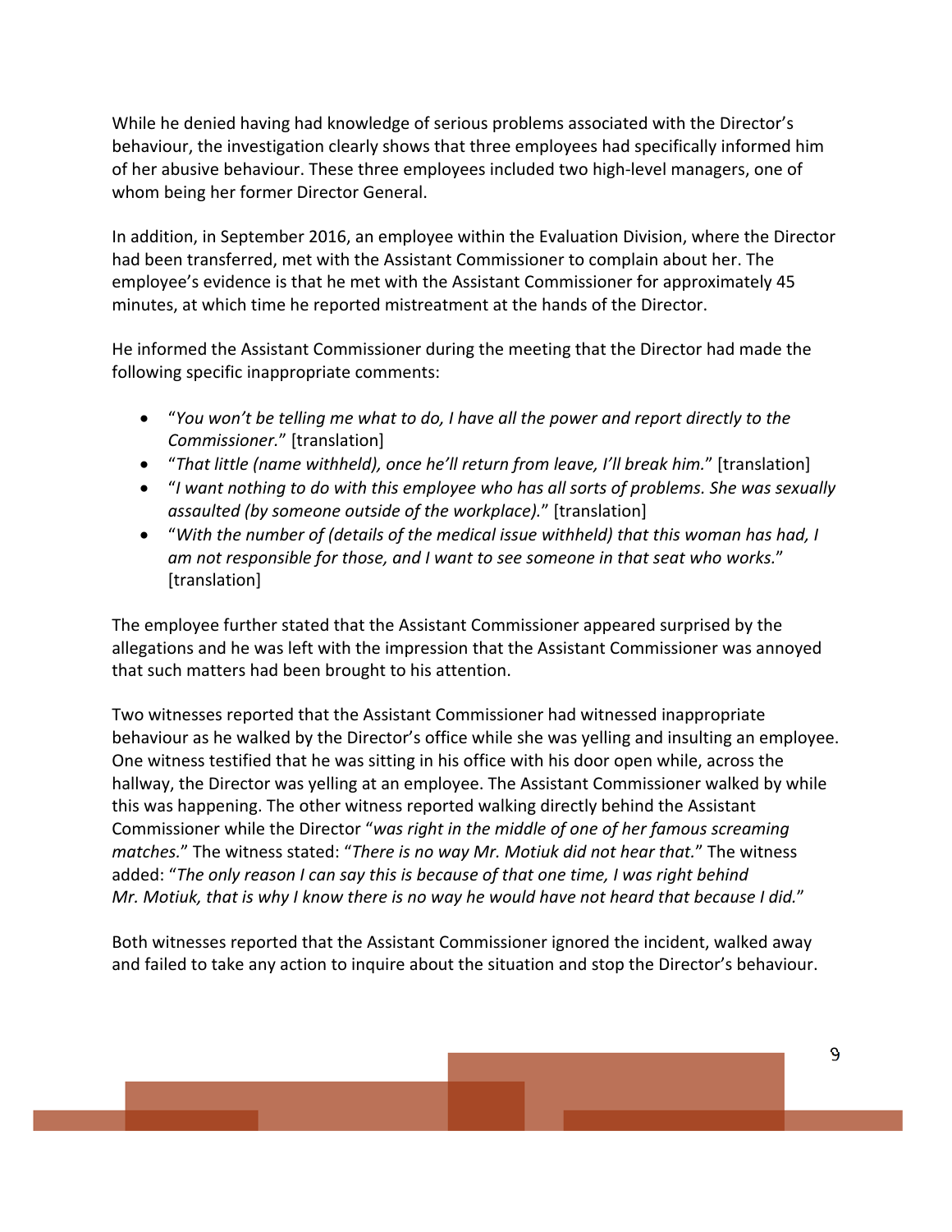While he denied having had knowledge of serious problems associated with the Director's behaviour, the investigation clearly shows that three employees had specifically informed him of her abusive behaviour. These three employees included two high-level managers, one of whom being her former Director General.

In addition, in September 2016, an employee within the Evaluation Division, where the Director had been transferred, met with the Assistant Commissioner to complain about her. The employee's evidence is that he met with the Assistant Commissioner for approximately 45 minutes, at which time he reported mistreatment at the hands of the Director.

He informed the Assistant Commissioner during the meeting that the Director had made the following specific inappropriate comments:

- "*You won't be telling me what to do, I have all the power and report directly to the Commissioner.*" [translation]
- "*That little (name withheld), once he'll return from leave, I'll break him.*" [translation]
- "*I want nothing to do with this employee who has all sorts of problems. She was sexually assaulted (by someone outside of the workplace).*" [translation]
- "*With the number of (details of the medical issue withheld) that this woman has had, I am not responsible for those, and I want to see someone in that seat who works.*" [translation]

The employee further stated that the Assistant Commissioner appeared surprised by the allegations and he was left with the impression that the Assistant Commissioner was annoyed that such matters had been brought to his attention.

Two witnesses reported that the Assistant Commissioner had witnessed inappropriate behaviour as he walked by the Director's office while she was yelling and insulting an employee. One witness testified that he was sitting in his office with his door open while, across the hallway, the Director was yelling at an employee. The Assistant Commissioner walked by while this was happening. The other witness reported walking directly behind the Assistant Commissioner while the Director "*was right in the middle of one of her famous screaming matches.*" The witness stated: "*There is no way Mr. Motiuk did not hear that.*" The witness added: "*The only reason I can say this is because of that one time, I was right behind Mr. Motiuk, that is why I know there is no way he would have not heard that because I did.*"

Both witnesses reported that the Assistant Commissioner ignored the incident, walked away and failed to take any action to inquire about the situation and stop the Director's behaviour.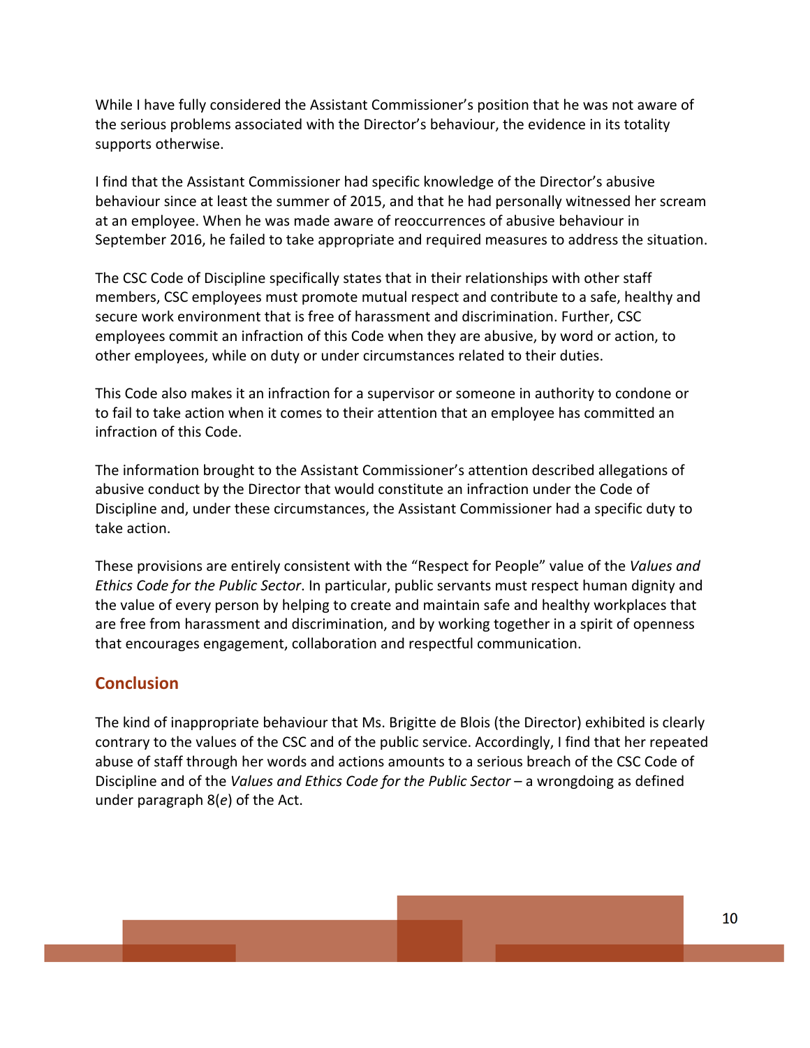While I have fully considered the Assistant Commissioner's position that he was not aware of the serious problems associated with the Director's behaviour, the evidence in its totality supports otherwise.

I find that the Assistant Commissioner had specific knowledge of the Director's abusive behaviour since at least the summer of 2015, and that he had personally witnessed her scream at an employee. When he was made aware of reoccurrences of abusive behaviour in September 2016, he failed to take appropriate and required measures to address the situation.

The CSC Code of Discipline specifically states that in their relationships with other staff members, CSC employees must promote mutual respect and contribute to a safe, healthy and secure work environment that is free of harassment and discrimination. Further, CSC employees commit an infraction of this Code when they are abusive, by word or action, to other employees, while on duty or under circumstances related to their duties.

This Code also makes it an infraction for a supervisor or someone in authority to condone or to fail to take action when it comes to their attention that an employee has committed an infraction of this Code.

The information brought to the Assistant Commissioner's attention described allegations of abusive conduct by the Director that would constitute an infraction under the Code of Discipline and, under these circumstances, the Assistant Commissioner had a specific duty to take action.

These provisions are entirely consistent with the "Respect for People" value of the *Values and Ethics Code for the Public Sector*. In particular, public servants must respect human dignity and the value of every person by helping to create and maintain safe and healthy workplaces that are free from harassment and discrimination, and by working together in a spirit of openness that encourages engagement, collaboration and respectful communication.

## Conclusion

The kind of inappropriate behaviour that Ms. Brigitte de Blois (the Director) exhibited is clearly contrary to the values of the CSC and of the public service. Accordingly, I find that her repeated abuse of staff through her words and actions amounts to a serious breach of the CSC Code of Discipline and of the *Values and Ethics Code for the Public Sector* – a wrongdoing as defined under paragraph 8(*e*) of the Act.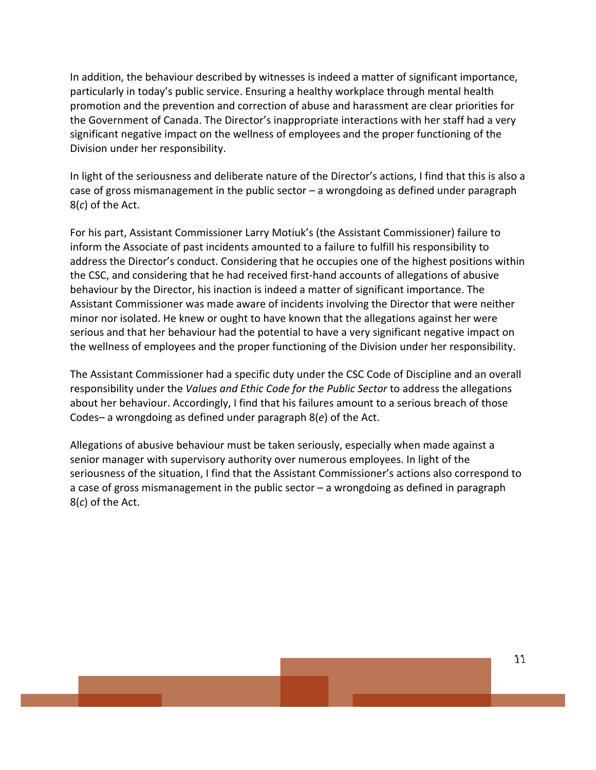In addition, the behaviour described by witnesses is indeed a matter of significant importance, particularly in today's public service. Ensuring a healthy workplace through mental health promotion and the prevention and correction of abuse and harassment are clear priorities for the Government of Canada. The Director's inappropriate interactions with her staff had a very significant negative impact on the wellness of employees and the proper functioning of the Division under her responsibility.

In light of the seriousness and deliberate nature of the Director's actions, I find that this is also a case of gross mismanagement in the public sector – a wrongdoing as defined under paragraph 8(*c*) of the Act.

For his part, Assistant Commissioner Larry Motiuk's (the Assistant Commissioner) failure to inform the Associate of past incidents amounted to a failure to fulfill his responsibility to address the Director's conduct. Considering that he occupies one of the highest positions within the CSC, and considering that he had received first-hand accounts of allegations of abusive behaviour by the Director, his inaction is indeed a matter of significant importance. The Assistant Commissioner was made aware of incidents involving the Director that were neither minor nor isolated. He knew or ought to have known that the allegations against her were serious and that her behaviour had the potential to have a very significant negative impact on the wellness of employees and the proper functioning of the Division under her responsibility.

The Assistant Commissioner had a specific duty under the CSC Code of Discipline and an overall responsibility under the *Values and Ethic Code for the Public Sector* to address the allegations about her behaviour. Accordingly, I find that his failures amount to a serious breach of those Codes– a wrongdoing as defined under paragraph 8(*e*) of the Act.

Allegations of abusive behaviour must be taken seriously, especially when made against a senior manager with supervisory authority over numerous employees. In light of the seriousness of the situation, I find that the Assistant Commissioner's actions also correspond to a case of gross mismanagement in the public sector – a wrongdoing as defined in paragraph 8(*c*) of the Act.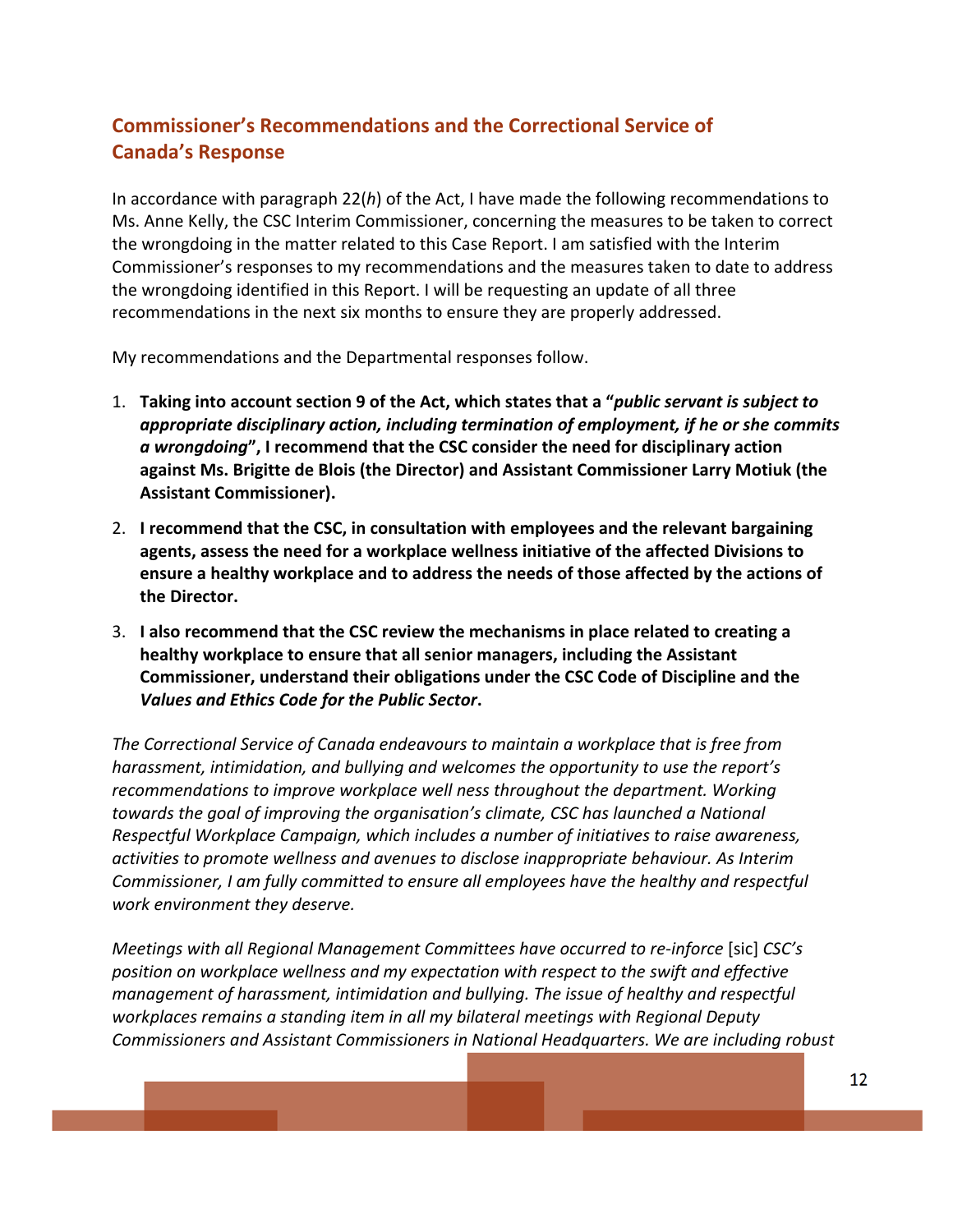## Commissioner's Recommendations and the Correctional Service of Canada's Response

In accordance with paragraph 22(*h*) of the Act, I have made the following recommendations to Ms. Anne Kelly, the CSC Interim Commissioner, concerning the measures to be taken to correct the wrongdoing in the matter related to this Case Report. I am satisfied with the Interim Commissioner's responses to my recommendations and the measures taken to date to address the wrongdoing identified in this Report. I will be requesting an update of all three recommendations in the next six months to ensure they are properly addressed.

My recommendations and the Departmental responses follow.

1. **Taking into account section 9 of the Act, which states that a "*public servant is subject to appropriate disciplinary action, including termination of employment, if he or she commits a wrongdoing*", I recommend that the CSC consider the need for disciplinary action against Ms. Brigitte de Blois (the Director) and Assistant Commissioner Larry Motiuk (the Assistant Commissioner).**
2. **I recommend that the CSC, in consultation with employees and the relevant bargaining agents, assess the need for a workplace wellness initiative of the affected Divisions to ensure a healthy workplace and to address the needs of those affected by the actions of the Director.**
3. **I also recommend that the CSC review the mechanisms in place related to creating a healthy workplace to ensure that all senior managers, including the Assistant Commissioner, understand their obligations under the CSC Code of Discipline and the *Values and Ethics Code for the Public Sector*.**

*The Correctional Service of Canada endeavours to maintain a workplace that is free from harassment, intimidation, and bullying and welcomes the opportunity to use the report's recommendations to improve workplace well ness throughout the department. Working towards the goal of improving the organisation's climate, CSC has launched a National Respectful Workplace Campaign, which includes a number of initiatives to raise awareness, activities to promote wellness and avenues to disclose inappropriate behaviour. As Interim Commissioner, I am fully committed to ensure all employees have the healthy and respectful work environment they deserve.*

*Meetings with all Regional Management Committees have occurred to re-inforce* [sic] *CSC's position on workplace wellness and my expectation with respect to the swift and effective management of harassment, intimidation and bullying. The issue of healthy and respectful workplaces remains a standing item in all my bilateral meetings with Regional Deputy Commissioners and Assistant Commissioners in National Headquarters. We are including robust*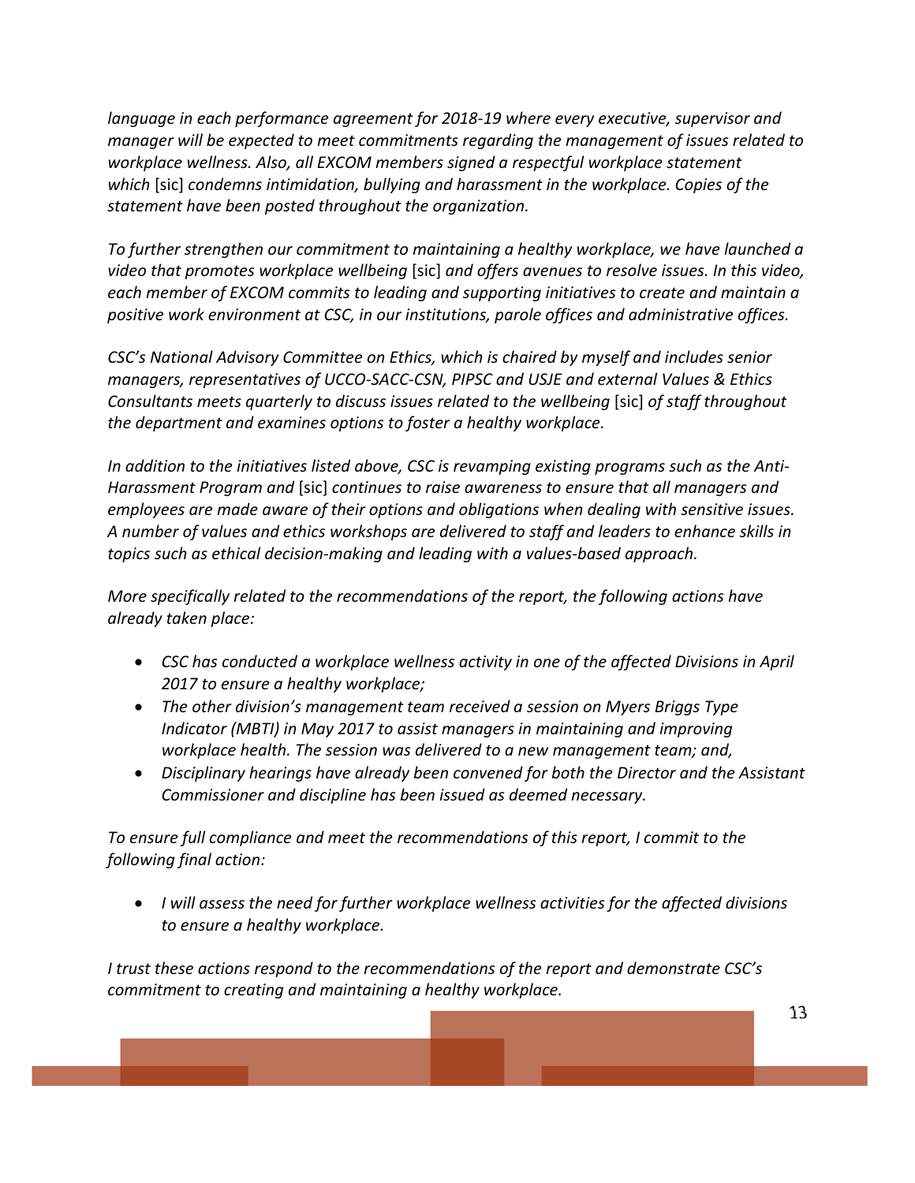*language in each performance agreement for 2018-19 where every executive, supervisor and manager will be expected to meet commitments regarding the management of issues related to workplace wellness. Also, all EXCOM members signed a respectful workplace statement which* [sic] *condemns intimidation, bullying and harassment in the workplace. Copies of the statement have been posted throughout the organization.*

*To further strengthen our commitment to maintaining a healthy workplace, we have launched a video that promotes workplace wellbeing* [sic] *and offers avenues to resolve issues. In this video, each member of EXCOM commits to leading and supporting initiatives to create and maintain a positive work environment at CSC, in our institutions, parole offices and administrative offices.*

*CSC's National Advisory Committee on Ethics, which is chaired by myself and includes senior managers, representatives of UCCO-SACC-CSN, PIPSC and USJE and external Values & Ethics Consultants meets quarterly to discuss issues related to the wellbeing* [sic] *of staff throughout the department and examines options to foster a healthy workplace.*

*In addition to the initiatives listed above, CSC is revamping existing programs such as the Anti-Harassment Program and* [sic] *continues to raise awareness to ensure that all managers and employees are made aware of their options and obligations when dealing with sensitive issues. A number of values and ethics workshops are delivered to staff and leaders to enhance skills in topics such as ethical decision-making and leading with a values-based approach.*

*More specifically related to the recommendations of the report, the following actions have already taken place:*

- *CSC has conducted a workplace wellness activity in one of the affected Divisions in April 2017 to ensure a healthy workplace;*
- *The other division's management team received a session on Myers Briggs Type Indicator (MBTI) in May 2017 to assist managers in maintaining and improving workplace health. The session was delivered to a new management team; and,*
- *Disciplinary hearings have already been convened for both the Director and the Assistant Commissioner and discipline has been issued as deemed necessary.*

*To ensure full compliance and meet the recommendations of this report, I commit to the following final action:*

- *I will assess the need for further workplace wellness activities for the affected divisions to ensure a healthy workplace.*

*I trust these actions respond to the recommendations of the report and demonstrate CSC's commitment to creating and maintaining a healthy workplace.*